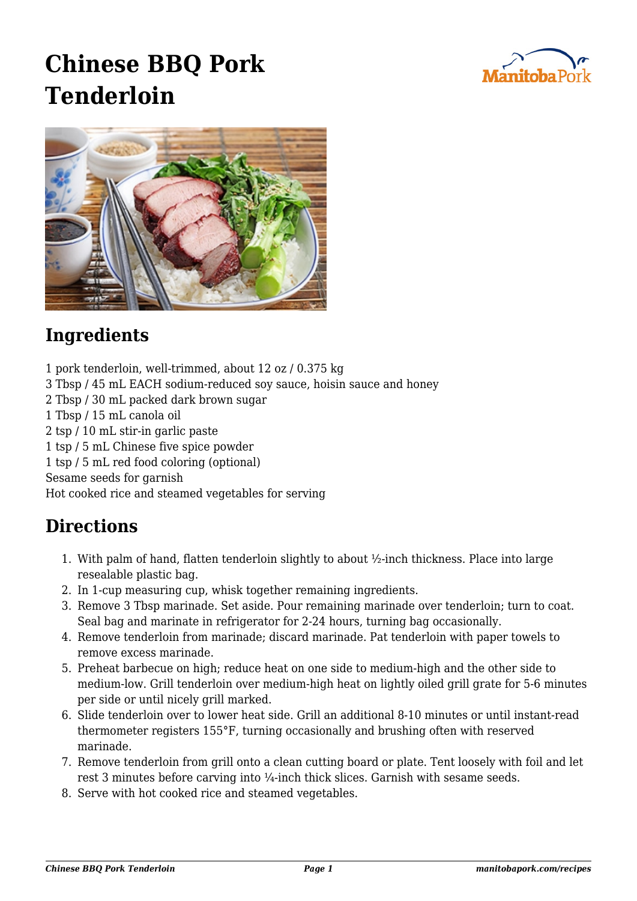# Chinese BBQ Pork Tenderloin

## Ingredients

1 pork tenderloin, well-trimmed, about 12 oz / 0.375 kg
3 Tbsp / 45 mL EACH sodium-reduced soy sauce, hoisin sauce and honey
2 Tbsp / 30 mL packed dark brown sugar
1 Tbsp / 15 mL canola oil
2 tsp / 10 mL stir-in garlic paste
1 tsp / 5 mL Chinese five spice powder
1 tsp / 5 mL red food coloring (optional)
Sesame seeds for garnish
Hot cooked rice and steamed vegetables for serving

## Directions

1. With palm of hand, flatten tenderloin slightly to about ½-inch thickness. Place into large resealable plastic bag.
2. In 1-cup measuring cup, whisk together remaining ingredients.
3. Remove 3 Tbsp marinade. Set aside. Pour remaining marinade over tenderloin; turn to coat. Seal bag and marinate in refrigerator for 2-24 hours, turning bag occasionally.
4. Remove tenderloin from marinade; discard marinade. Pat tenderloin with paper towels to remove excess marinade.
5. Preheat barbecue on high; reduce heat on one side to medium-high and the other side to medium-low. Grill tenderloin over medium-high heat on lightly oiled grill grate for 5-6 minutes per side or until nicely grill marked.
6. Slide tenderloin over to lower heat side. Grill an additional 8-10 minutes or until instant-read thermometer registers 155°F, turning occasionally and brushing often with reserved marinade.
7. Remove tenderloin from grill onto a clean cutting board or plate. Tent loosely with foil and let rest 3 minutes before carving into ¼-inch thick slices. Garnish with sesame seeds.
8. Serve with hot cooked rice and steamed vegetables.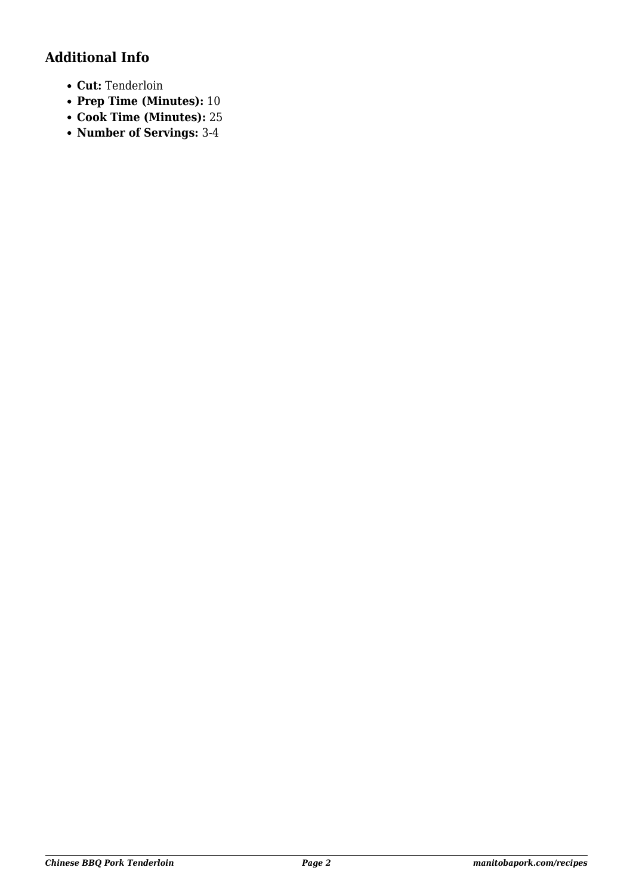## Additional Info

- **Cut:** Tenderloin
- **Prep Time (Minutes):** 10
- **Cook Time (Minutes):** 25
- **Number of Servings:** 3-4